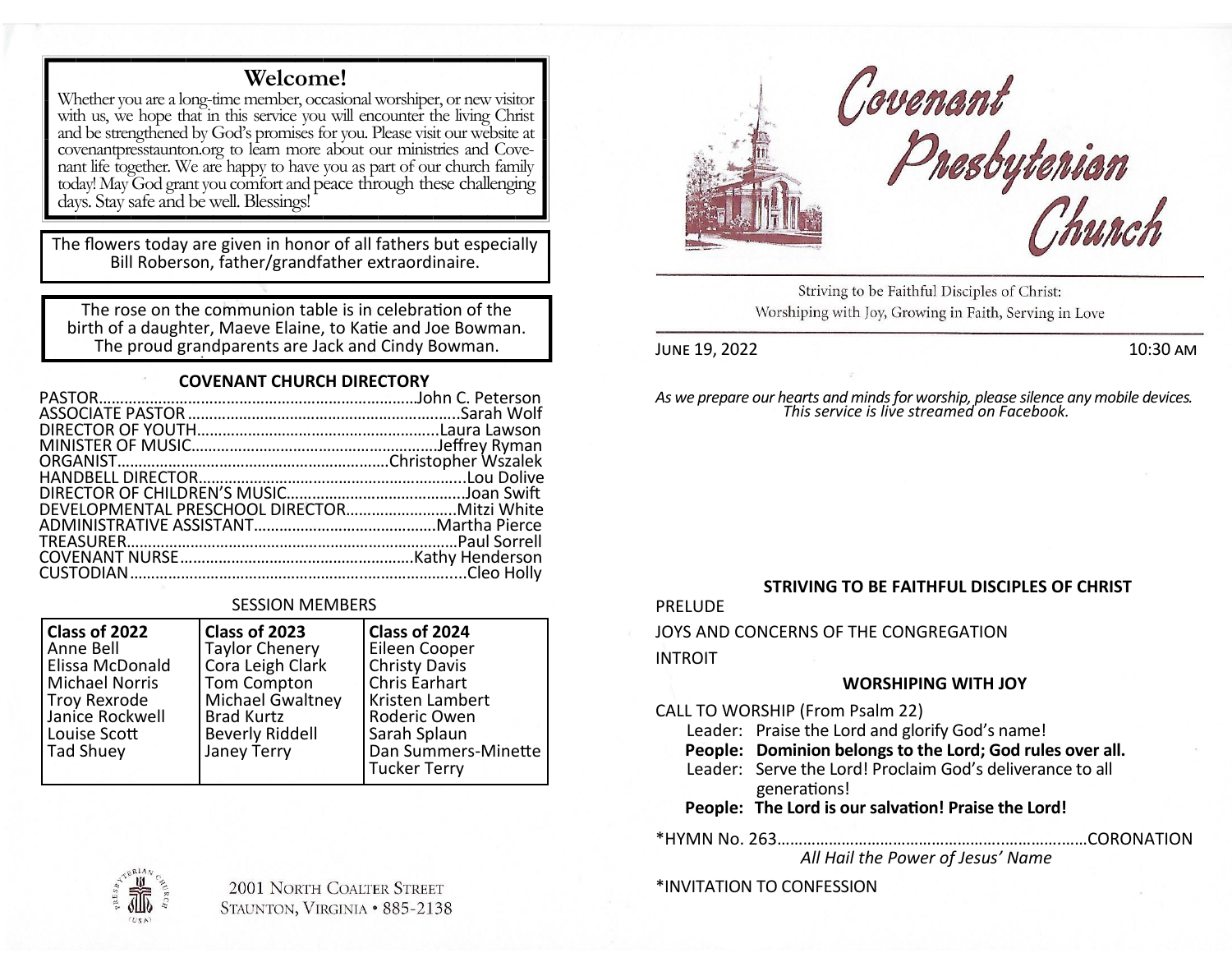## Welcome!

Whether you are a long-time member, occasional worshiper, or new visitor with us, we hope that in this service you will encounter the living Christ and be strengthened by God's promises for you. Please visit our website at covenantpresstaunton.org to learn more about our ministries and Covenant life together. We are happy to have you as part of our church family today! May God grant you comfort and peace through these challenging days. Stay safe and be well. Blessings!

The flowers today are given in honor of all fathers but especially Bill Roberson, father/grandfather extraordinaire.

The rose on the communion table is in celebration of the birth of a daughter, Maeve Elaine, to Katie and Joe Bowman. The proud grandparents are Jack and Cindy Bowman.

### COVENANT CHURCH DIRECTORY

PASTOR.....John C. Peterson
ASSOCIATE PASTOR.....Sarah Wolf
DIRECTOR OF YOUTH.....Laura Lawson
MINISTER OF MUSIC.....Jeffrey Ryman
ORGANIST.....Christopher Wszalek
HANDBELL DIRECTOR.....Lou Dolive
DIRECTOR OF CHILDREN'S MUSIC.....Joan Swift
DEVELOPMENTAL PRESCHOOL DIRECTOR.....Mitzi White
ADMINISTRATIVE ASSISTANT.....Martha Pierce
TREASURER.....Paul Sorrell
COVENANT NURSE.....Kathy Henderson
CUSTODIAN.....Cleo Holly

### SESSION MEMBERS

| Class of 2022 | Class of 2023 | Class of 2024 |
|---|---|---|
| Anne Bell | Taylor Chenery | Eileen Cooper |
| Elissa McDonald | Cora Leigh Clark | Christy Davis |
| Michael Norris | Tom Compton | Chris Earhart |
| Troy Rexrode | Michael Gwaltney | Kristen Lambert |
| Janice Rockwell | Brad Kurtz | Roderic Owen |
| Louise Scott | Beverly Riddell | Sarah Splaun |
| Tad Shuey | Janey Terry | Dan Summers-Minette |
| | | Tucker Terry |

2001 North Coalter Street
Staunton, Virginia • 885-2138

# Covenant Presbyterian Church

Striving to be Faithful Disciples of Christ:
Worshiping with Joy, Growing in Faith, Serving in Love

June 19, 2022 — 10:30 AM

*As we prepare our hearts and minds for worship, please silence any mobile devices. This service is live streamed on Facebook.*

### STRIVING TO BE FAITHFUL DISCIPLES OF CHRIST

PRELUDE

JOYS AND CONCERNS OF THE CONGREGATION

INTROIT

### WORSHIPING WITH JOY

CALL TO WORSHIP (From Psalm 22)

Leader: Praise the Lord and glorify God's name!
**People: Dominion belongs to the Lord; God rules over all.**
Leader: Serve the Lord! Proclaim God's deliverance to all generations!
**People: The Lord is our salvation! Praise the Lord!**

*HYMN No. 263.....CORONATION
*All Hail the Power of Jesus' Name*

*INVITATION TO CONFESSION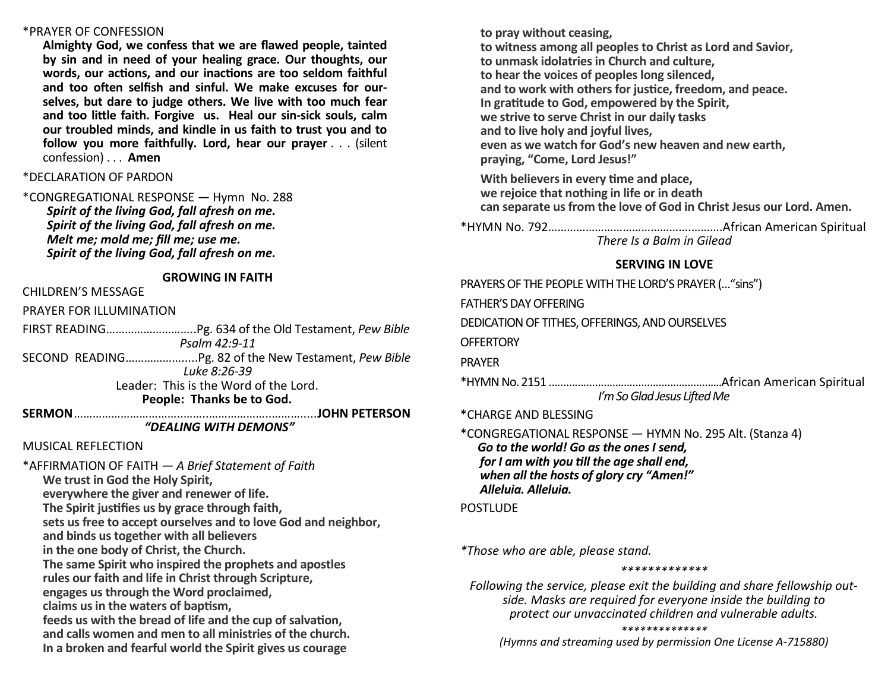*PRAYER OF CONFESSION

**Almighty God, we confess that we are flawed people, tainted by sin and in need of your healing grace. Our thoughts, our words, our actions, and our inactions are too seldom faithful and too often selfish and sinful. We make excuses for ourselves, but dare to judge others. We live with too much fear and too little faith. Forgive us. Heal our sin-sick souls, calm our troubled minds, and kindle in us faith to trust you and to follow you more faithfully. Lord, hear our prayer** . . . (silent confession) . . . **Amen**

*DECLARATION OF PARDON

*CONGREGATIONAL RESPONSE — Hymn No. 288

***Spirit of the living God, fall afresh on me.***
***Spirit of the living God, fall afresh on me.***
***Melt me; mold me; fill me; use me.***
***Spirit of the living God, fall afresh on me.***

## GROWING IN FAITH

CHILDREN'S MESSAGE

PRAYER FOR ILLUMINATION

FIRST READING..........................Pg. 634 of the Old Testament, *Pew Bible*
*Psalm 42:9-11*

SECOND READING......................Pg. 82 of the New Testament, *Pew Bible*
*Luke 8:26-39*

Leader: This is the Word of the Lord.
**People: Thanks be to God.**

**SERMON**..............................................................................**JOHN PETERSON**
***"DEALING WITH DEMONS"***

MUSICAL REFLECTION

*AFFIRMATION OF FAITH — *A Brief Statement of Faith*

**We trust in God the Holy Spirit,**
**everywhere the giver and renewer of life.**
**The Spirit justifies us by grace through faith,**
**sets us free to accept ourselves and to love God and neighbor,**
**and binds us together with all believers**
**in the one body of Christ, the Church.**
**The same Spirit who inspired the prophets and apostles**
**rules our faith and life in Christ through Scripture,**
**engages us through the Word proclaimed,**
**claims us in the waters of baptism,**
**feeds us with the bread of life and the cup of salvation,**
**and calls women and men to all ministries of the church.**
**In a broken and fearful world the Spirit gives us courage**
**to pray without ceasing,**
**to witness among all peoples to Christ as Lord and Savior,**
**to unmask idolatries in Church and culture,**
**to hear the voices of peoples long silenced,**
**and to work with others for justice, freedom, and peace.**
**In gratitude to God, empowered by the Spirit,**
**we strive to serve Christ in our daily tasks**
**and to live holy and joyful lives,**
**even as we watch for God's new heaven and new earth,**
**praying, "Come, Lord Jesus!"**

**With believers in every time and place,**
**we rejoice that nothing in life or in death**
**can separate us from the love of God in Christ Jesus our Lord. Amen.**

*HYMN No. 792.......................................................African American Spiritual
*There Is a Balm in Gilead*

## SERVING IN LOVE

PRAYERS OF THE PEOPLE WITH THE LORD'S PRAYER (..."sins")

FATHER'S DAY OFFERING

DEDICATION OF TITHES, OFFERINGS, AND OURSELVES

OFFERTORY

PRAYER

*HYMN No. 2151 .........................................................African American Spiritual
*I'm So Glad Jesus Lifted Me*

*CHARGE AND BLESSING

*CONGREGATIONAL RESPONSE — HYMN No. 295 Alt. (Stanza 4)

***Go to the world! Go as the ones I send,***
***for I am with you till the age shall end,***
***when all the hosts of glory cry "Amen!"***
***Alleluia. Alleluia.***

POSTLUDE

*\*Those who are able, please stand.*

*************

*Following the service, please exit the building and share fellowship outside. Masks are required for everyone inside the building to protect our unvaccinated children and vulnerable adults.*

**************

*(Hymns and streaming used by permission One License A-715880)*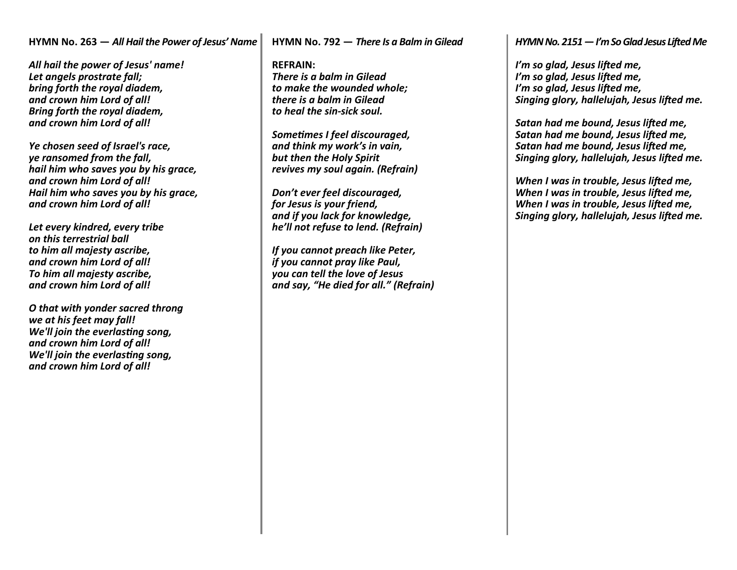**HYMN No. 263 — *All Hail the Power of Jesus' Name***

***All hail the power of Jesus' name!***
***Let angels prostrate fall;***
***bring forth the royal diadem,***
***and crown him Lord of all!***
***Bring forth the royal diadem,***
***and crown him Lord of all!***

***Ye chosen seed of Israel's race,***
***ye ransomed from the fall,***
***hail him who saves you by his grace,***
***and crown him Lord of all!***
***Hail him who saves you by his grace,***
***and crown him Lord of all!***

***Let every kindred, every tribe***
***on this terrestrial ball***
***to him all majesty ascribe,***
***and crown him Lord of all!***
***To him all majesty ascribe,***
***and crown him Lord of all!***

***O that with yonder sacred throng***
***we at his feet may fall!***
***We'll join the everlasting song,***
***and crown him Lord of all!***
***We'll join the everlasting song,***
***and crown him Lord of all!***

**HYMN No. 792 — *There Is a Balm in Gilead***

**REFRAIN:**
***There is a balm in Gilead***
***to make the wounded whole;***
***there is a balm in Gilead***
***to heal the sin-sick soul.***

***Sometimes I feel discouraged,***
***and think my work's in vain,***
***but then the Holy Spirit***
***revives my soul again. (Refrain)***

***Don't ever feel discouraged,***
***for Jesus is your friend,***
***and if you lack for knowledge,***
***he'll not refuse to lend. (Refrain)***

***If you cannot preach like Peter,***
***if you cannot pray like Paul,***
***you can tell the love of Jesus***
***and say, "He died for all." (Refrain)***

***HYMN No. 2151 — I'm So Glad Jesus Lifted Me***

***I'm so glad, Jesus lifted me,***
***I'm so glad, Jesus lifted me,***
***I'm so glad, Jesus lifted me,***
***Singing glory, hallelujah, Jesus lifted me.***

***Satan had me bound, Jesus lifted me,***
***Satan had me bound, Jesus lifted me,***
***Satan had me bound, Jesus lifted me,***
***Singing glory, hallelujah, Jesus lifted me.***

***When I was in trouble, Jesus lifted me,***
***When I was in trouble, Jesus lifted me,***
***When I was in trouble, Jesus lifted me,***
***Singing glory, hallelujah, Jesus lifted me.***